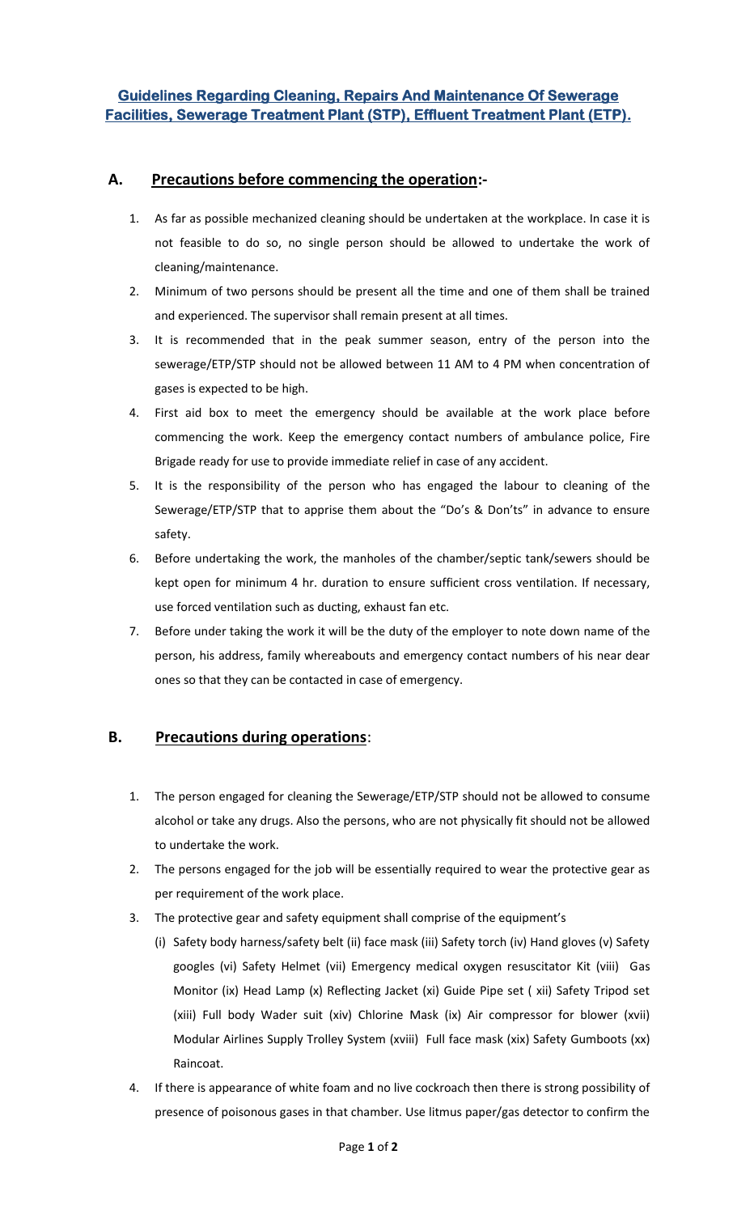# Guidelines Regarding Cleaning, Repairs And Maintenance Of Sewerage Facilities, Sewerage Treatment Plant (STP), Effluent Treatment Plant (ETP).

## A. Precautions before commencing the operation:-

1. As far as possible mechanized cleaning should be undertaken at the workplace. In case it is not feasible to do so, no single person should be allowed to undertake the work of cleaning/maintenance.
2. Minimum of two persons should be present all the time and one of them shall be trained and experienced. The supervisor shall remain present at all times.
3. It is recommended that in the peak summer season, entry of the person into the sewerage/ETP/STP should not be allowed between 11 AM to 4 PM when concentration of gases is expected to be high.
4. First aid box to meet the emergency should be available at the work place before commencing the work. Keep the emergency contact numbers of ambulance police, Fire Brigade ready for use to provide immediate relief in case of any accident.
5. It is the responsibility of the person who has engaged the labour to cleaning of the Sewerage/ETP/STP that to apprise them about the "Do's & Don'ts" in advance to ensure safety.
6. Before undertaking the work, the manholes of the chamber/septic tank/sewers should be kept open for minimum 4 hr. duration to ensure sufficient cross ventilation. If necessary, use forced ventilation such as ducting, exhaust fan etc.
7. Before under taking the work it will be the duty of the employer to note down name of the person, his address, family whereabouts and emergency contact numbers of his near dear ones so that they can be contacted in case of emergency.

## B. Precautions during operations:

1. The person engaged for cleaning the Sewerage/ETP/STP should not be allowed to consume alcohol or take any drugs. Also the persons, who are not physically fit should not be allowed to undertake the work.
2. The persons engaged for the job will be essentially required to wear the protective gear as per requirement of the work place.
3. The protective gear and safety equipment shall comprise of the equipment's
   (i) Safety body harness/safety belt (ii) face mask (iii) Safety torch (iv) Hand gloves (v) Safety googles (vi) Safety Helmet (vii) Emergency medical oxygen resuscitator Kit (viii) Gas Monitor (ix) Head Lamp (x) Reflecting Jacket (xi) Guide Pipe set ( xii) Safety Tripod set (xiii) Full body Wader suit (xiv) Chlorine Mask (ix) Air compressor for blower (xvii) Modular Airlines Supply Trolley System (xviii) Full face mask (xix) Safety Gumboots (xx) Raincoat.
4. If there is appearance of white foam and no live cockroach then there is strong possibility of presence of poisonous gases in that chamber. Use litmus paper/gas detector to confirm the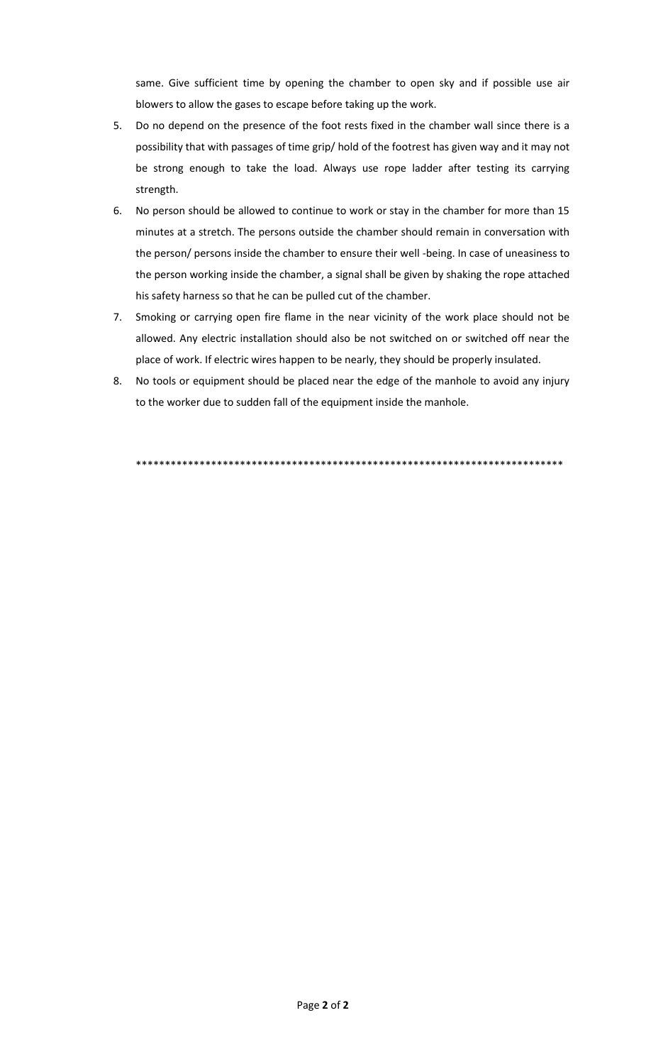same. Give sufficient time by opening the chamber to open sky and if possible use air blowers to allow the gases to escape before taking up the work.

5. Do no depend on the presence of the foot rests fixed in the chamber wall since there is a possibility that with passages of time grip/ hold of the footrest has given way and it may not be strong enough to take the load. Always use rope ladder after testing its carrying strength.
6. No person should be allowed to continue to work or stay in the chamber for more than 15 minutes at a stretch. The persons outside the chamber should remain in conversation with the person/ persons inside the chamber to ensure their well -being. In case of uneasiness to the person working inside the chamber, a signal shall be given by shaking the rope attached his safety harness so that he can be pulled cut of the chamber.
7. Smoking or carrying open fire flame in the near vicinity of the work place should not be allowed. Any electric installation should also be not switched on or switched off near the place of work. If electric wires happen to be nearly, they should be properly insulated.
8. No tools or equipment should be placed near the edge of the manhole to avoid any injury to the worker due to sudden fall of the equipment inside the manhole.

****************************************************************************